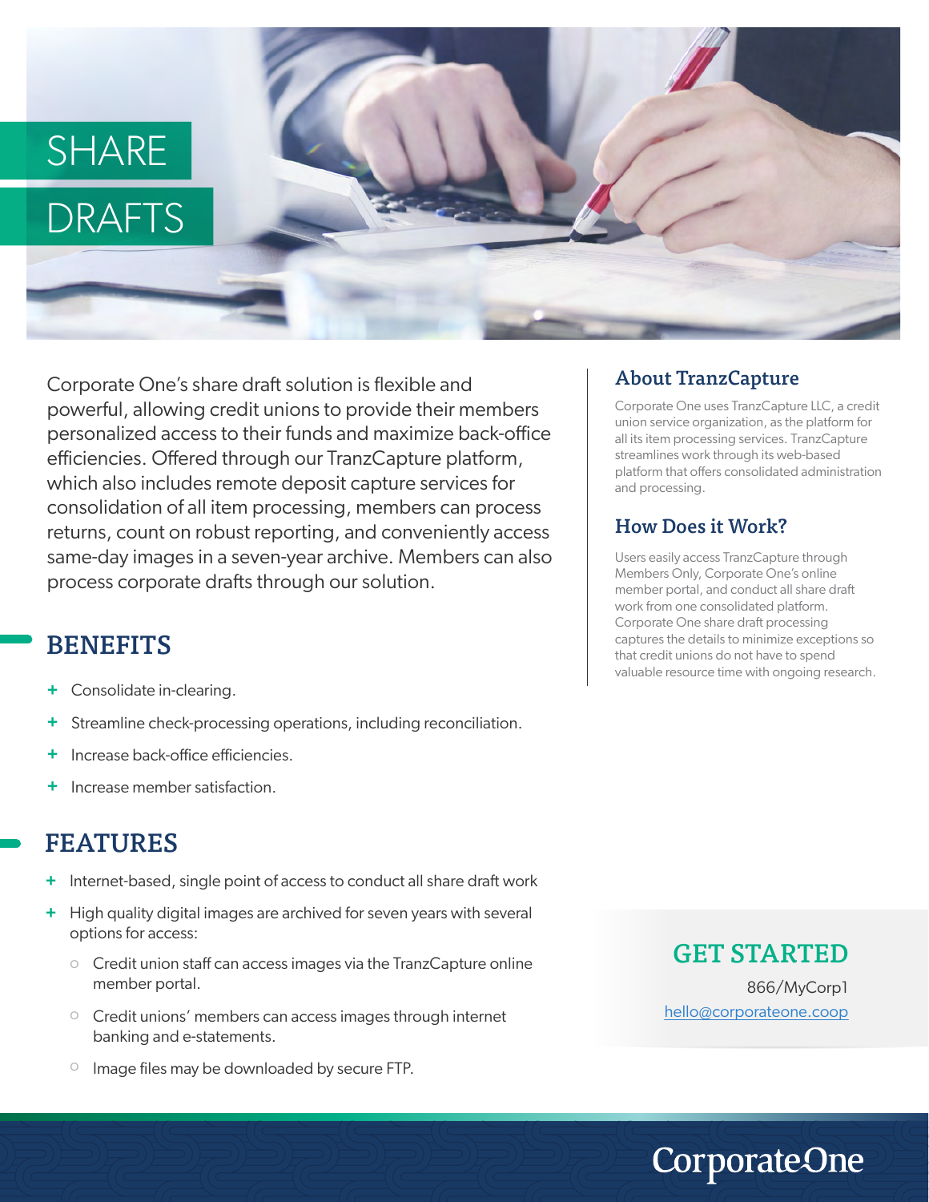# SHARE DRAFTS

Corporate One's share draft solution is flexible and powerful, allowing credit unions to provide their members personalized access to their funds and maximize back-office efficiencies. Offered through our TranzCapture platform, which also includes remote deposit capture services for consolidation of all item processing, members can process returns, count on robust reporting, and conveniently access same-day images in a seven-year archive. Members can also process corporate drafts through our solution.

## BENEFITS

- Consolidate in-clearing.
- Streamline check-processing operations, including reconciliation.
- Increase back-office efficiencies.
- Increase member satisfaction.

## FEATURES

- Internet-based, single point of access to conduct all share draft work
- High quality digital images are archived for seven years with several options for access:
  - Credit union staff can access images via the TranzCapture online member portal.
  - Credit unions' members can access images through internet banking and e-statements.
  - Image files may be downloaded by secure FTP.

## About TranzCapture

Corporate One uses TranzCapture LLC, a credit union service organization, as the platform for all its item processing services. TranzCapture streamlines work through its web-based platform that offers consolidated administration and processing.

## How Does it Work?

Users easily access TranzCapture through Members Only, Corporate One's online member portal, and conduct all share draft work from one consolidated platform. Corporate One share draft processing captures the details to minimize exceptions so that credit unions do not have to spend valuable resource time with ongoing research.

## GET STARTED

866/MyCorp1

hello@corporateone.coop

CorporateOne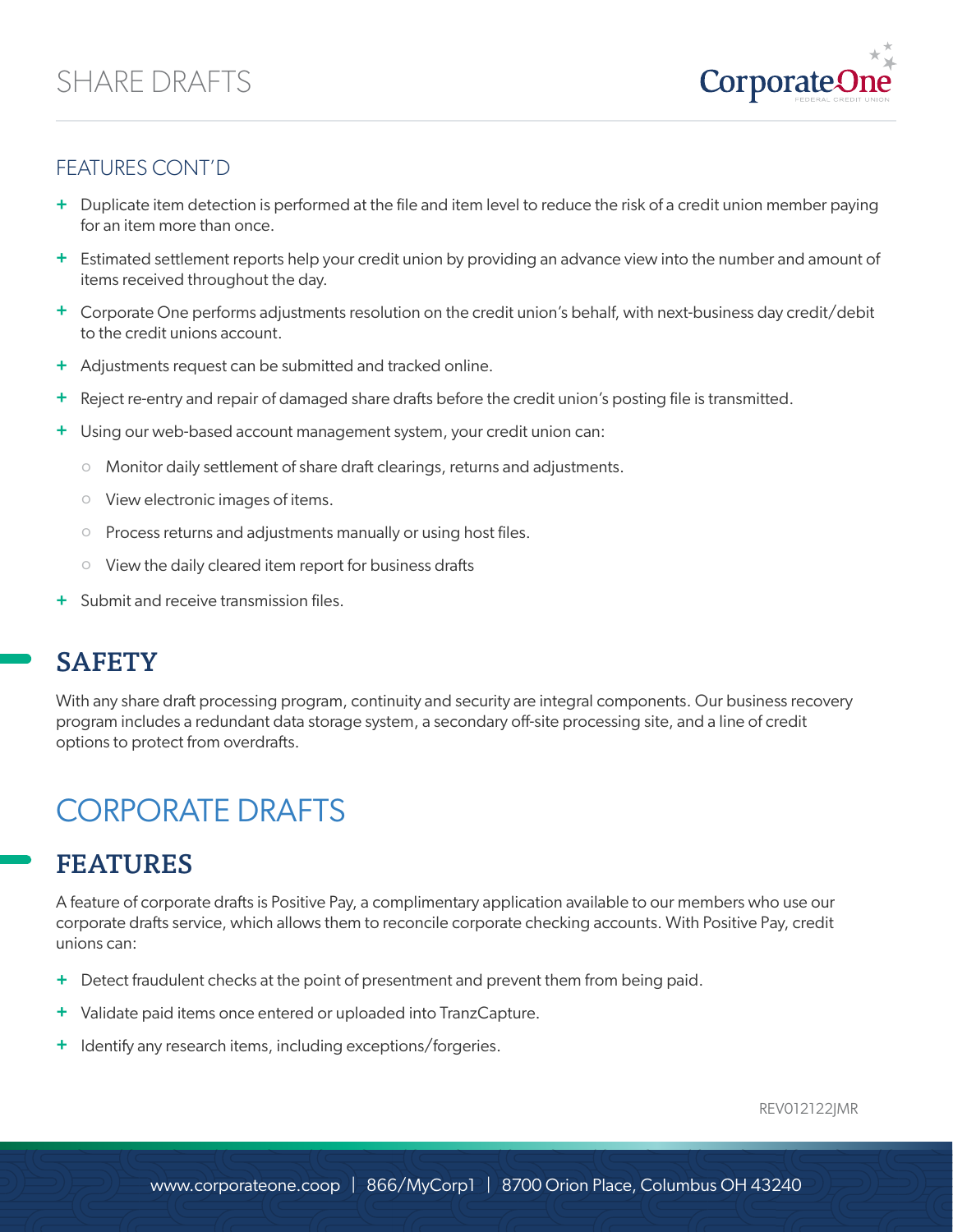## FEATURES CONT'D

- Duplicate item detection is performed at the file and item level to reduce the risk of a credit union member paying for an item more than once.
- Estimated settlement reports help your credit union by providing an advance view into the number and amount of items received throughout the day.
- Corporate One performs adjustments resolution on the credit union's behalf, with next-business day credit/debit to the credit unions account.
- Adjustments request can be submitted and tracked online.
- Reject re-entry and repair of damaged share drafts before the credit union's posting file is transmitted.
- Using our web-based account management system, your credit union can:
  - Monitor daily settlement of share draft clearings, returns and adjustments.
  - View electronic images of items.
  - Process returns and adjustments manually or using host files.
  - View the daily cleared item report for business drafts
- Submit and receive transmission files.

## SAFETY

With any share draft processing program, continuity and security are integral components. Our business recovery program includes a redundant data storage system, a secondary off-site processing site, and a line of credit options to protect from overdrafts.

# CORPORATE DRAFTS

## FEATURES

A feature of corporate drafts is Positive Pay, a complimentary application available to our members who use our corporate drafts service, which allows them to reconcile corporate checking accounts. With Positive Pay, credit unions can:

- Detect fraudulent checks at the point of presentment and prevent them from being paid.
- Validate paid items once entered or uploaded into TranzCapture.
- Identify any research items, including exceptions/forgeries.

REV012122JMR